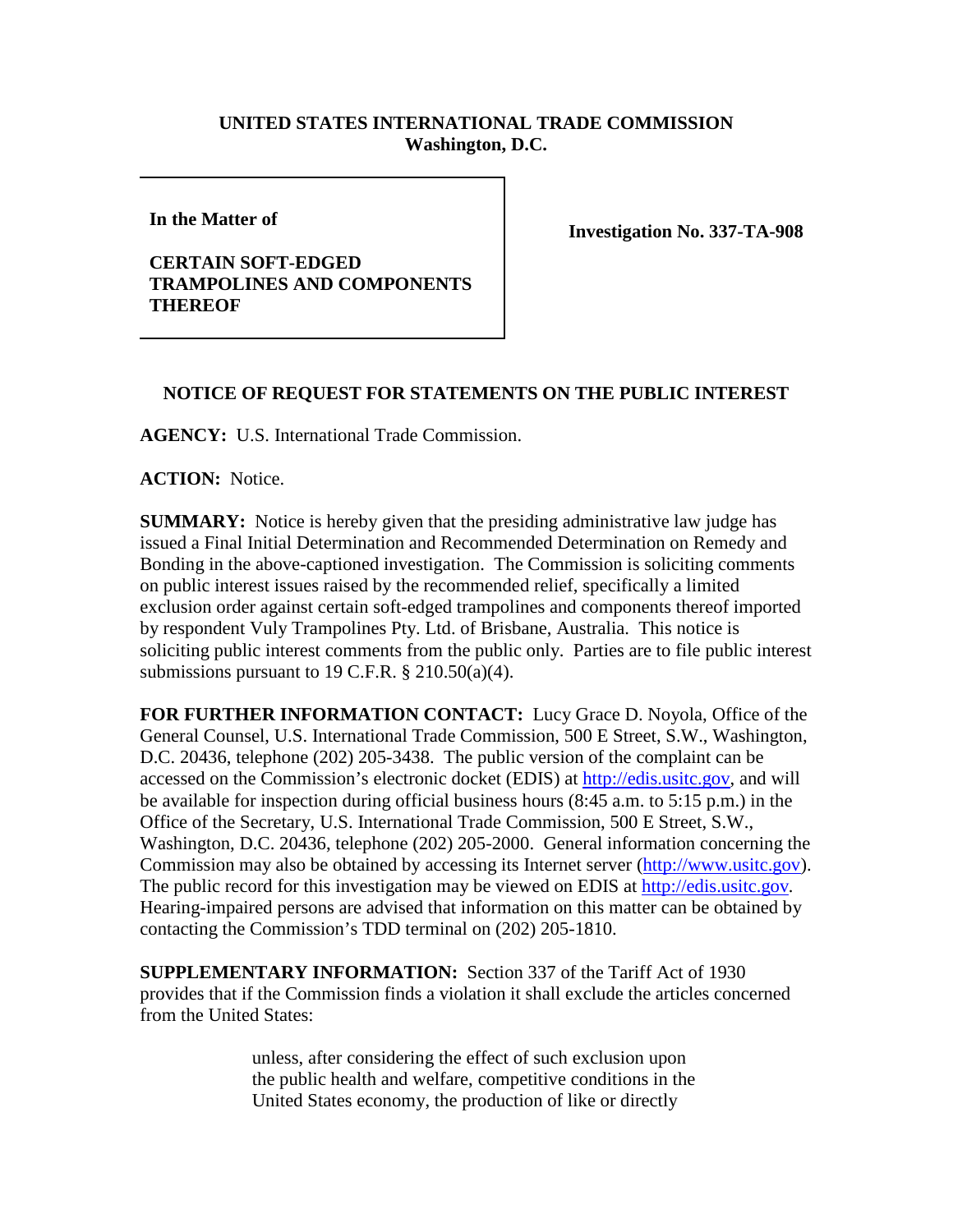**UNITED STATES INTERNATIONAL TRADE COMMISSION**
**Washington, D.C.**

| **In the Matter of**<br><br>**CERTAIN SOFT-EDGED TRAMPOLINES AND COMPONENTS THEREOF** | **Investigation No. 337-TA-908** |
|---|---|

## NOTICE OF REQUEST FOR STATEMENTS ON THE PUBLIC INTEREST

**AGENCY:** U.S. International Trade Commission.

**ACTION:** Notice.

**SUMMARY:** Notice is hereby given that the presiding administrative law judge has issued a Final Initial Determination and Recommended Determination on Remedy and Bonding in the above-captioned investigation. The Commission is soliciting comments on public interest issues raised by the recommended relief, specifically a limited exclusion order against certain soft-edged trampolines and components thereof imported by respondent Vuly Trampolines Pty. Ltd. of Brisbane, Australia. This notice is soliciting public interest comments from the public only. Parties are to file public interest submissions pursuant to 19 C.F.R. § 210.50(a)(4).

**FOR FURTHER INFORMATION CONTACT:** Lucy Grace D. Noyola, Office of the General Counsel, U.S. International Trade Commission, 500 E Street, S.W., Washington, D.C. 20436, telephone (202) 205-3438. The public version of the complaint can be accessed on the Commission's electronic docket (EDIS) at http://edis.usitc.gov, and will be available for inspection during official business hours (8:45 a.m. to 5:15 p.m.) in the Office of the Secretary, U.S. International Trade Commission, 500 E Street, S.W., Washington, D.C. 20436, telephone (202) 205-2000. General information concerning the Commission may also be obtained by accessing its Internet server (http://www.usitc.gov). The public record for this investigation may be viewed on EDIS at http://edis.usitc.gov. Hearing-impaired persons are advised that information on this matter can be obtained by contacting the Commission's TDD terminal on (202) 205-1810.

**SUPPLEMENTARY INFORMATION:** Section 337 of the Tariff Act of 1930 provides that if the Commission finds a violation it shall exclude the articles concerned from the United States:

> unless, after considering the effect of such exclusion upon the public health and welfare, competitive conditions in the United States economy, the production of like or directly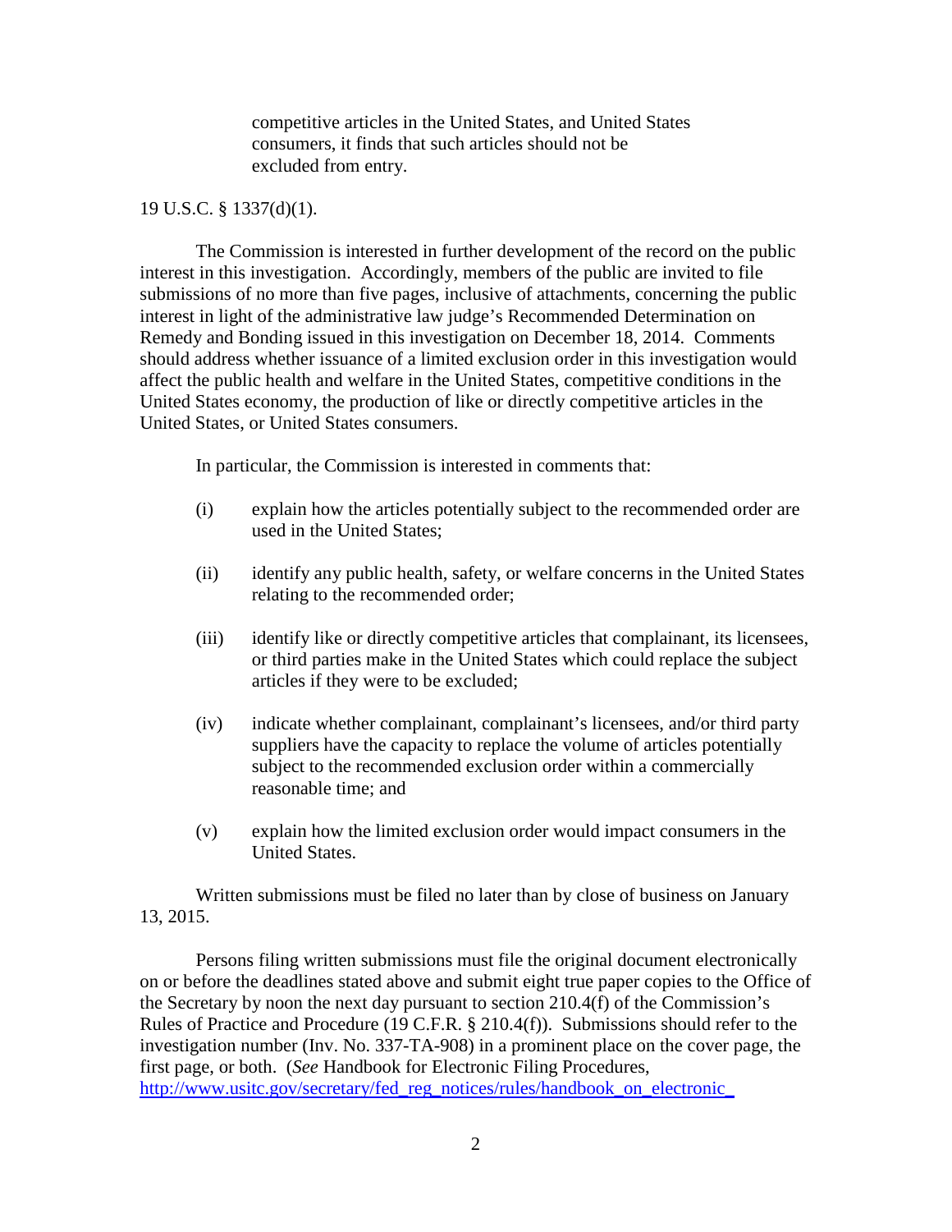> competitive articles in the United States, and United States consumers, it finds that such articles should not be excluded from entry.

19 U.S.C. § 1337(d)(1).

The Commission is interested in further development of the record on the public interest in this investigation. Accordingly, members of the public are invited to file submissions of no more than five pages, inclusive of attachments, concerning the public interest in light of the administrative law judge's Recommended Determination on Remedy and Bonding issued in this investigation on December 18, 2014. Comments should address whether issuance of a limited exclusion order in this investigation would affect the public health and welfare in the United States, competitive conditions in the United States economy, the production of like or directly competitive articles in the United States, or United States consumers.

In particular, the Commission is interested in comments that:

(i) explain how the articles potentially subject to the recommended order are used in the United States;

(ii) identify any public health, safety, or welfare concerns in the United States relating to the recommended order;

(iii) identify like or directly competitive articles that complainant, its licensees, or third parties make in the United States which could replace the subject articles if they were to be excluded;

(iv) indicate whether complainant, complainant's licensees, and/or third party suppliers have the capacity to replace the volume of articles potentially subject to the recommended exclusion order within a commercially reasonable time; and

(v) explain how the limited exclusion order would impact consumers in the United States.

Written submissions must be filed no later than by close of business on January 13, 2015.

Persons filing written submissions must file the original document electronically on or before the deadlines stated above and submit eight true paper copies to the Office of the Secretary by noon the next day pursuant to section 210.4(f) of the Commission's Rules of Practice and Procedure (19 C.F.R. § 210.4(f)). Submissions should refer to the investigation number (Inv. No. 337-TA-908) in a prominent place on the cover page, the first page, or both. (*See* Handbook for Electronic Filing Procedures, http://www.usitc.gov/secretary/fed_reg_notices/rules/handbook_on_electronic_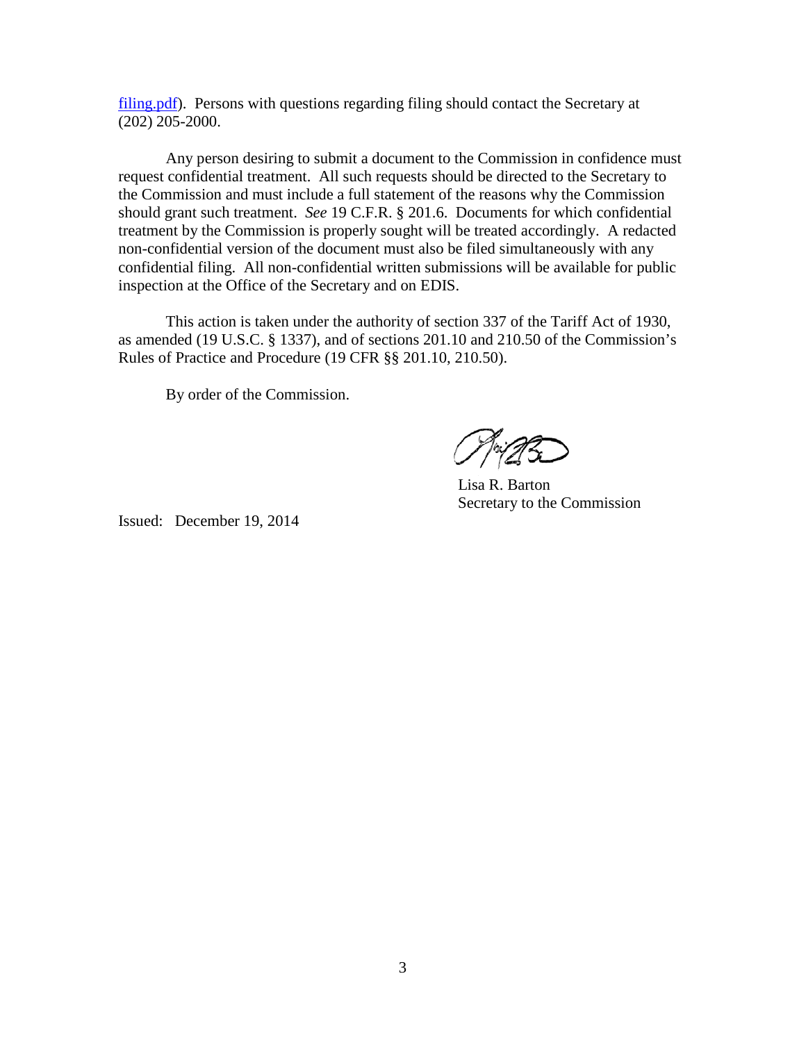filing.pdf). Persons with questions regarding filing should contact the Secretary at (202) 205-2000.

Any person desiring to submit a document to the Commission in confidence must request confidential treatment. All such requests should be directed to the Secretary to the Commission and must include a full statement of the reasons why the Commission should grant such treatment. *See* 19 C.F.R. § 201.6. Documents for which confidential treatment by the Commission is properly sought will be treated accordingly. A redacted non-confidential version of the document must also be filed simultaneously with any confidential filing. All non-confidential written submissions will be available for public inspection at the Office of the Secretary and on EDIS.

This action is taken under the authority of section 337 of the Tariff Act of 1930, as amended (19 U.S.C. § 1337), and of sections 201.10 and 210.50 of the Commission's Rules of Practice and Procedure (19 CFR §§ 201.10, 210.50).

By order of the Commission.

Lisa R. Barton
Secretary to the Commission

Issued: December 19, 2014